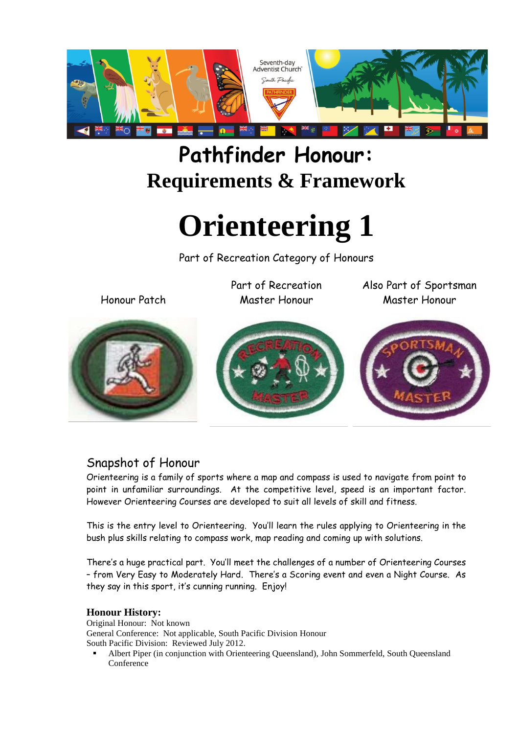# Pathfinder Honour:
## Requirements & Framework

# Orienteering 1

Part of Recreation Category of Honours

| Honour Patch | Part of Recreation Master Honour | Also Part of Sportsman Master Honour |
| --- | --- | --- |

## Snapshot of Honour

Orienteering is a family of sports where a map and compass is used to navigate from point to point in unfamiliar surroundings. At the competitive level, speed is an important factor. However Orienteering Courses are developed to suit all levels of skill and fitness.

This is the entry level to Orienteering. You'll learn the rules applying to Orienteering in the bush plus skills relating to compass work, map reading and coming up with solutions.

There's a huge practical part. You'll meet the challenges of a number of Orienteering Courses – from Very Easy to Moderately Hard. There's a Scoring event and even a Night Course. As they say in this sport, it's cunning running. Enjoy!

**Honour History:**

Original Honour: Not known
General Conference: Not applicable, South Pacific Division Honour
South Pacific Division: Reviewed July 2012.

- Albert Piper (in conjunction with Orienteering Queensland), John Sommerfeld, South Queensland Conference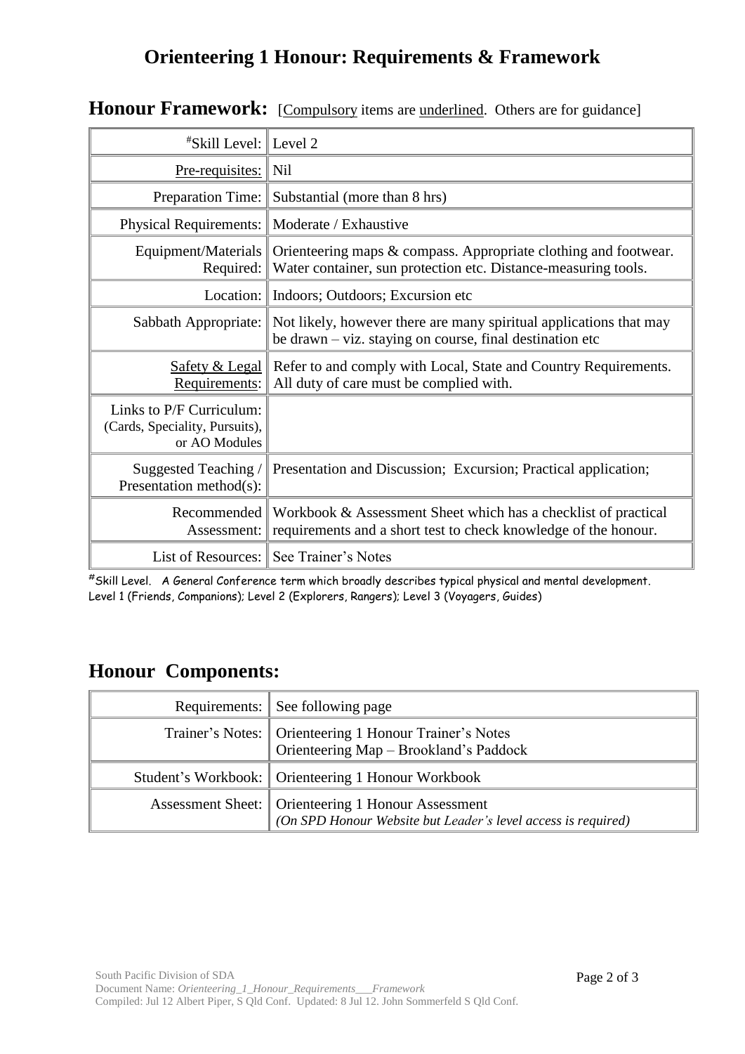# Orienteering 1 Honour: Requirements & Framework

## Honour Framework: [Compulsory items are underlined. Others are for guidance]

| | |
|---|---|
| #Skill Level: | Level 2 |
| Pre-requisites: | Nil |
| Preparation Time: | Substantial (more than 8 hrs) |
| Physical Requirements: | Moderate / Exhaustive |
| Equipment/Materials Required: | Orienteering maps & compass. Appropriate clothing and footwear. Water container, sun protection etc. Distance-measuring tools. |
| Location: | Indoors; Outdoors; Excursion etc |
| Sabbath Appropriate: | Not likely, however there are many spiritual applications that may be drawn – viz. staying on course, final destination etc |
| Safety & Legal Requirements: | Refer to and comply with Local, State and Country Requirements. All duty of care must be complied with. |
| Links to P/F Curriculum: (Cards, Speciality, Pursuits), or AO Modules | |
| Suggested Teaching / Presentation method(s): | Presentation and Discussion; Excursion; Practical application; |
| Recommended Assessment: | Workbook & Assessment Sheet which has a checklist of practical requirements and a short test to check knowledge of the honour. |
| List of Resources: | See Trainer's Notes |

#Skill Level. A General Conference term which broadly describes typical physical and mental development. Level 1 (Friends, Companions); Level 2 (Explorers, Rangers); Level 3 (Voyagers, Guides)

## Honour Components:

| | |
|---|---|
| Requirements: | See following page |
| Trainer's Notes: | Orienteering 1 Honour Trainer's Notes<br>Orienteering Map – Brookland's Paddock |
| Student's Workbook: | Orienteering 1 Honour Workbook |
| Assessment Sheet: | Orienteering 1 Honour Assessment<br>*(On SPD Honour Website but Leader's level access is required)* |

South Pacific Division of SDA
Document Name: *Orienteering_1_Honour_Requirements___Framework*
Compiled: Jul 12 Albert Piper, S Qld Conf. Updated: 8 Jul 12. John Sommerfeld S Qld Conf.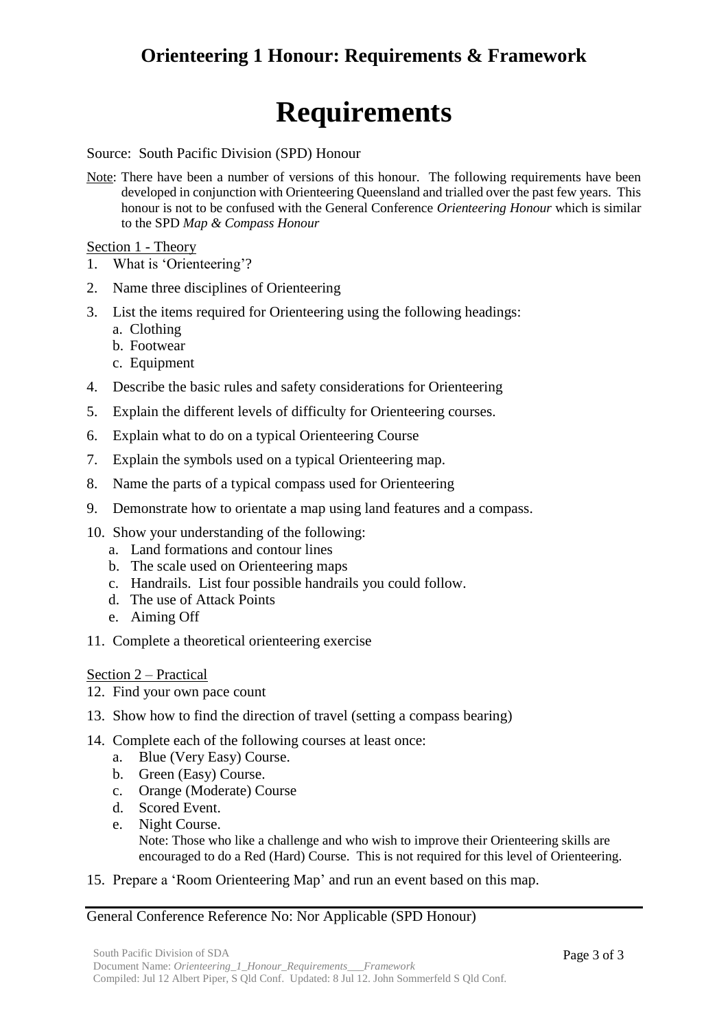## Orienteering 1 Honour: Requirements & Framework

# Requirements

Source: South Pacific Division (SPD) Honour

Note: There have been a number of versions of this honour. The following requirements have been developed in conjunction with Orienteering Queensland and trialled over the past few years. This honour is not to be confused with the General Conference *Orienteering Honour* which is similar to the SPD *Map & Compass Honour*

Section 1 - Theory

1. What is 'Orienteering'?
2. Name three disciplines of Orienteering
3. List the items required for Orienteering using the following headings:
   a. Clothing
   b. Footwear
   c. Equipment
4. Describe the basic rules and safety considerations for Orienteering
5. Explain the different levels of difficulty for Orienteering courses.
6. Explain what to do on a typical Orienteering Course
7. Explain the symbols used on a typical Orienteering map.
8. Name the parts of a typical compass used for Orienteering
9. Demonstrate how to orientate a map using land features and a compass.
10. Show your understanding of the following:
    a. Land formations and contour lines
    b. The scale used on Orienteering maps
    c. Handrails. List four possible handrails you could follow.
    d. The use of Attack Points
    e. Aiming Off
11. Complete a theoretical orienteering exercise

Section 2 – Practical

12. Find your own pace count
13. Show how to find the direction of travel (setting a compass bearing)
14. Complete each of the following courses at least once:
    a. Blue (Very Easy) Course.
    b. Green (Easy) Course.
    c. Orange (Moderate) Course
    d. Scored Event.
    e. Night Course.
       Note: Those who like a challenge and who wish to improve their Orienteering skills are encouraged to do a Red (Hard) Course. This is not required for this level of Orienteering.
15. Prepare a 'Room Orienteering Map' and run an event based on this map.

General Conference Reference No: Nor Applicable (SPD Honour)